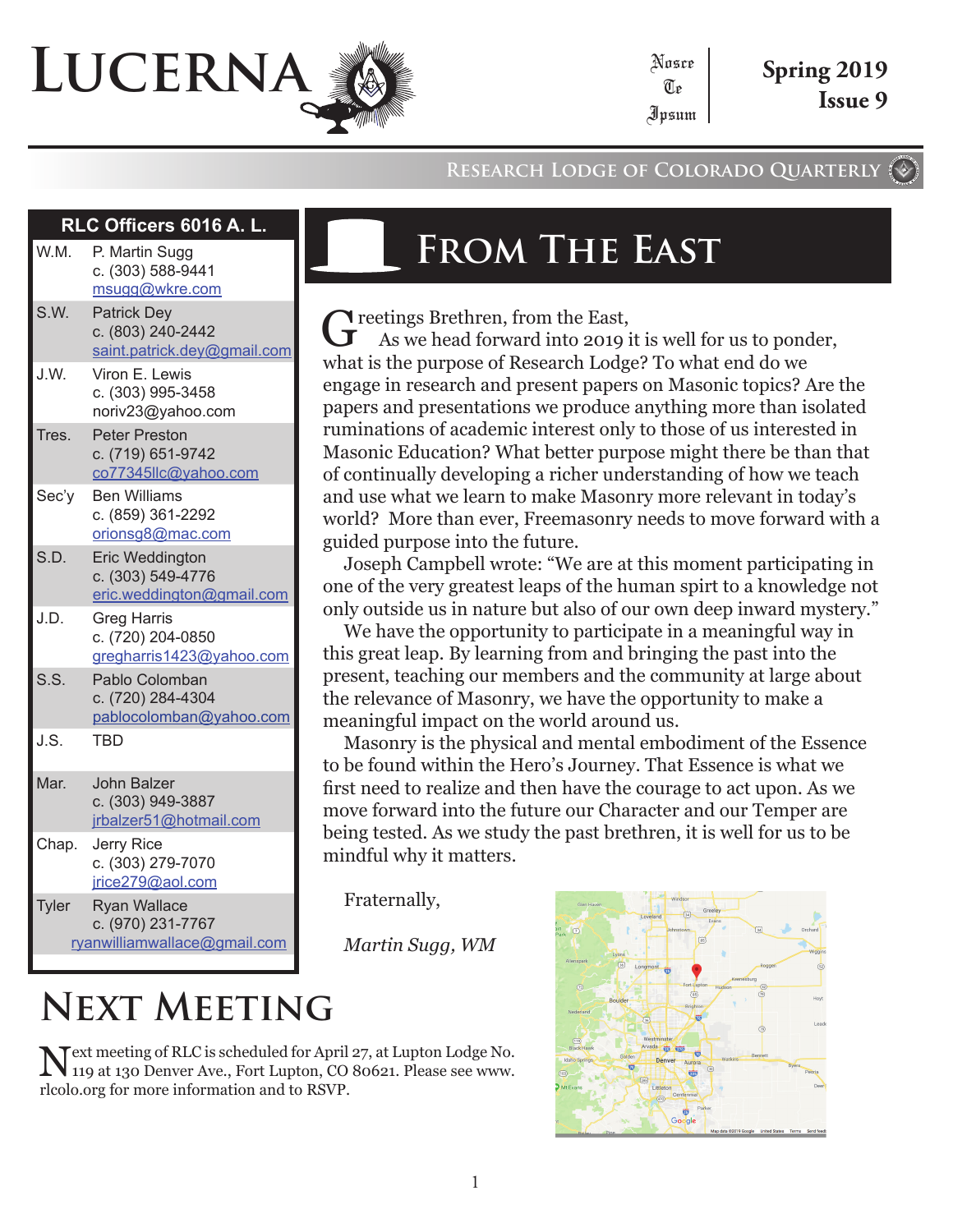# LUCERNA

Nosce Te Ipsum

**Spring 2019**
**Issue 9**

RESEARCH LODGE OF COLORADO QUARTERLY

| RLC Officers 6016 A. L. | |
|---|---|
| W.M. | P. Martin Sugg<br>c. (303) 588-9441<br>msugg@wkre.com |
| S.W. | Patrick Dey<br>c. (803) 240-2442<br>saint.patrick.dey@gmail.com |
| J.W. | Viron E. Lewis<br>c. (303) 995-3458<br>noriv23@yahoo.com |
| Tres. | Peter Preston<br>c. (719) 651-9742<br>co77345llc@yahoo.com |
| Sec'y | Ben Williams<br>c. (859) 361-2292<br>oriongs8@mac.com |
| S.D. | Eric Weddington<br>c. (303) 549-4776<br>eric.weddington@gmail.com |
| J.D. | Greg Harris<br>c. (720) 204-0850<br>gregharris1423@yahoo.com |
| S.S. | Pablo Colomban<br>c. (720) 284-4304<br>pablocolomban@yahoo.com |
| J.S. | TBD |
| Mar. | John Balzer<br>c. (303) 949-3887<br>jrbalzer51@hotmail.com |
| Chap. | Jerry Rice<br>c. (303) 279-7070<br>jrice279@aol.com |
| Tyler | Ryan Wallace<br>c. (970) 231-7767<br>ryanwilliamwallace@gmail.com |

## From The East

Greetings Brethren, from the East,

As we head forward into 2019 it is well for us to ponder, what is the purpose of Research Lodge? To what end do we engage in research and present papers on Masonic topics? Are the papers and presentations we produce anything more than isolated ruminations of academic interest only to those of us interested in Masonic Education? What better purpose might there be than that of continually developing a richer understanding of how we teach and use what we learn to make Masonry more relevant in today's world? More than ever, Freemasonry needs to move forward with a guided purpose into the future.

Joseph Campbell wrote: "We are at this moment participating in one of the very greatest leaps of the human spirt to a knowledge not only outside us in nature but also of our own deep inward mystery."

We have the opportunity to participate in a meaningful way in this great leap. By learning from and bringing the past into the present, teaching our members and the community at large about the relevance of Masonry, we have the opportunity to make a meaningful impact on the world around us.

Masonry is the physical and mental embodiment of the Essence to be found within the Hero's Journey. That Essence is what we first need to realize and then have the courage to act upon. As we move forward into the future our Character and our Temper are being tested. As we study the past brethren, it is well for us to be mindful why it matters.

Fraternally,

*Martin Sugg, WM*

## Next Meeting

Next meeting of RLC is scheduled for April 27, at Lupton Lodge No. 119 at 130 Denver Ave., Fort Lupton, CO 80621. Please see www.rlcolo.org for more information and to RSVP.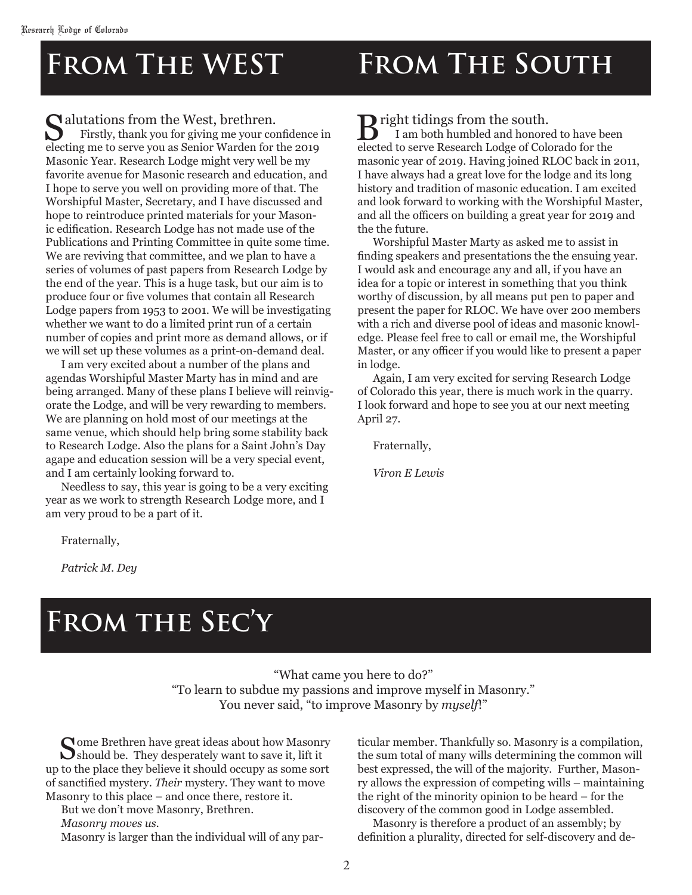# From The WEST

Salutations from the West, brethren.

Firstly, thank you for giving me your confidence in electing me to serve you as Senior Warden for the 2019 Masonic Year. Research Lodge might very well be my favorite avenue for Masonic research and education, and I hope to serve you well on providing more of that. The Worshipful Master, Secretary, and I have discussed and hope to reintroduce printed materials for your Masonic edification. Research Lodge has not made use of the Publications and Printing Committee in quite some time. We are reviving that committee, and we plan to have a series of volumes of past papers from Research Lodge by the end of the year. This is a huge task, but our aim is to produce four or five volumes that contain all Research Lodge papers from 1953 to 2001. We will be investigating whether we want to do a limited print run of a certain number of copies and print more as demand allows, or if we will set up these volumes as a print-on-demand deal.

I am very excited about a number of the plans and agendas Worshipful Master Marty has in mind and are being arranged. Many of these plans I believe will reinvigorate the Lodge, and will be very rewarding to members. We are planning on hold most of our meetings at the same venue, which should help bring some stability back to Research Lodge. Also the plans for a Saint John's Day agape and education session will be a very special event, and I am certainly looking forward to.

Needless to say, this year is going to be a very exciting year as we work to strength Research Lodge more, and I am very proud to be a part of it.

Fraternally,

*Patrick M. Dey*

# From The South

Bright tidings from the south.

I am both humbled and honored to have been elected to serve Research Lodge of Colorado for the masonic year of 2019. Having joined RLOC back in 2011, I have always had a great love for the lodge and its long history and tradition of masonic education. I am excited and look forward to working with the Worshipful Master, and all the officers on building a great year for 2019 and the the future.

Worshipful Master Marty as asked me to assist in finding speakers and presentations the the ensuing year. I would ask and encourage any and all, if you have an idea for a topic or interest in something that you think worthy of discussion, by all means put pen to paper and present the paper for RLOC. We have over 200 members with a rich and diverse pool of ideas and masonic knowledge. Please feel free to call or email me, the Worshipful Master, or any officer if you would like to present a paper in lodge.

Again, I am very excited for serving Research Lodge of Colorado this year, there is much work in the quarry. I look forward and hope to see you at our next meeting April 27.

Fraternally,

*Viron E Lewis*

# From the Sec'y

"What came you here to do?"
"To learn to subdue my passions and improve myself in Masonry."
You never said, "to improve Masonry by *myself*!"

Some Brethren have great ideas about how Masonry should be. They desperately want to save it, lift it up to the place they believe it should occupy as some sort of sanctified mystery. *Their* mystery. They want to move Masonry to this place – and once there, restore it.

But we don't move Masonry, Brethren.

*Masonry moves us.*

Masonry is larger than the individual will of any particular member. Thankfully so. Masonry is a compilation, the sum total of many wills determining the common will best expressed, the will of the majority. Further, Masonry allows the expression of competing wills – maintaining the right of the minority opinion to be heard – for the discovery of the common good in Lodge assembled.

Masonry is therefore a product of an assembly; by definition a plurality, directed for self-discovery and de-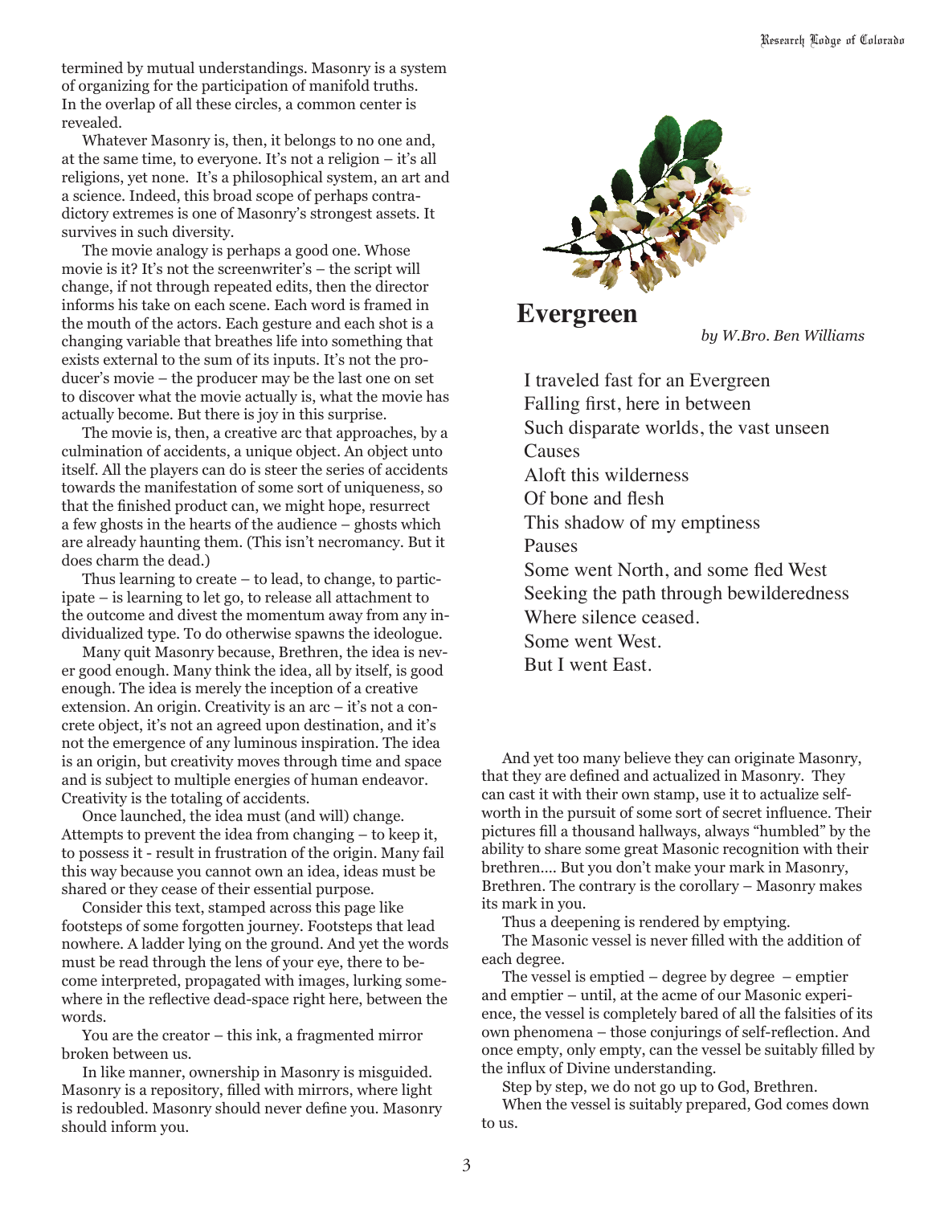termined by mutual understandings. Masonry is a system of organizing for the participation of manifold truths. In the overlap of all these circles, a common center is revealed.

Whatever Masonry is, then, it belongs to no one and, at the same time, to everyone. It's not a religion – it's all religions, yet none. It's a philosophical system, an art and a science. Indeed, this broad scope of perhaps contradictory extremes is one of Masonry's strongest assets. It survives in such diversity.

The movie analogy is perhaps a good one. Whose movie is it? It's not the screenwriter's – the script will change, if not through repeated edits, then the director informs his take on each scene. Each word is framed in the mouth of the actors. Each gesture and each shot is a changing variable that breathes life into something that exists external to the sum of its inputs. It's not the producer's movie – the producer may be the last one on set to discover what the movie actually is, what the movie has actually become. But there is joy in this surprise.

The movie is, then, a creative arc that approaches, by a culmination of accidents, a unique object. An object unto itself. All the players can do is steer the series of accidents towards the manifestation of some sort of uniqueness, so that the finished product can, we might hope, resurrect a few ghosts in the hearts of the audience – ghosts which are already haunting them. (This isn't necromancy. But it does charm the dead.)

Thus learning to create – to lead, to change, to participate – is learning to let go, to release all attachment to the outcome and divest the momentum away from any individualized type. To do otherwise spawns the ideologue.

Many quit Masonry because, Brethren, the idea is never good enough. Many think the idea, all by itself, is good enough. The idea is merely the inception of a creative extension. An origin. Creativity is an arc – it's not a concrete object, it's not an agreed upon destination, and it's not the emergence of any luminous inspiration. The idea is an origin, but creativity moves through time and space and is subject to multiple energies of human endeavor. Creativity is the totaling of accidents.

Once launched, the idea must (and will) change. Attempts to prevent the idea from changing – to keep it, to possess it - result in frustration of the origin. Many fail this way because you cannot own an idea, ideas must be shared or they cease of their essential purpose.

Consider this text, stamped across this page like footsteps of some forgotten journey. Footsteps that lead nowhere. A ladder lying on the ground. And yet the words must be read through the lens of your eye, there to become interpreted, propagated with images, lurking somewhere in the reflective dead-space right here, between the words.

You are the creator – this ink, a fragmented mirror broken between us.

In like manner, ownership in Masonry is misguided. Masonry is a repository, filled with mirrors, where light is redoubled. Masonry should never define you. Masonry should inform you.

## Evergreen

*by W.Bro. Ben Williams*

I traveled fast for an Evergreen
Falling first, here in between
Such disparate worlds, the vast unseen
Causes
Aloft this wilderness
Of bone and flesh
This shadow of my emptiness
Pauses
Some went North, and some fled West
Seeking the path through bewilderedness
Where silence ceased.
Some went West.
But I went East.

And yet too many believe they can originate Masonry, that they are defined and actualized in Masonry. They can cast it with their own stamp, use it to actualize self-worth in the pursuit of some sort of secret influence. Their pictures fill a thousand hallways, always "humbled" by the ability to share some great Masonic recognition with their brethren.... But you don't make your mark in Masonry, Brethren. The contrary is the corollary – Masonry makes its mark in you.

Thus a deepening is rendered by emptying.

The Masonic vessel is never filled with the addition of each degree.

The vessel is emptied – degree by degree – emptier and emptier – until, at the acme of our Masonic experience, the vessel is completely bared of all the falsities of its own phenomena – those conjurings of self-reflection. And once empty, only empty, can the vessel be suitably filled by the influx of Divine understanding.

Step by step, we do not go up to God, Brethren.

When the vessel is suitably prepared, God comes down to us.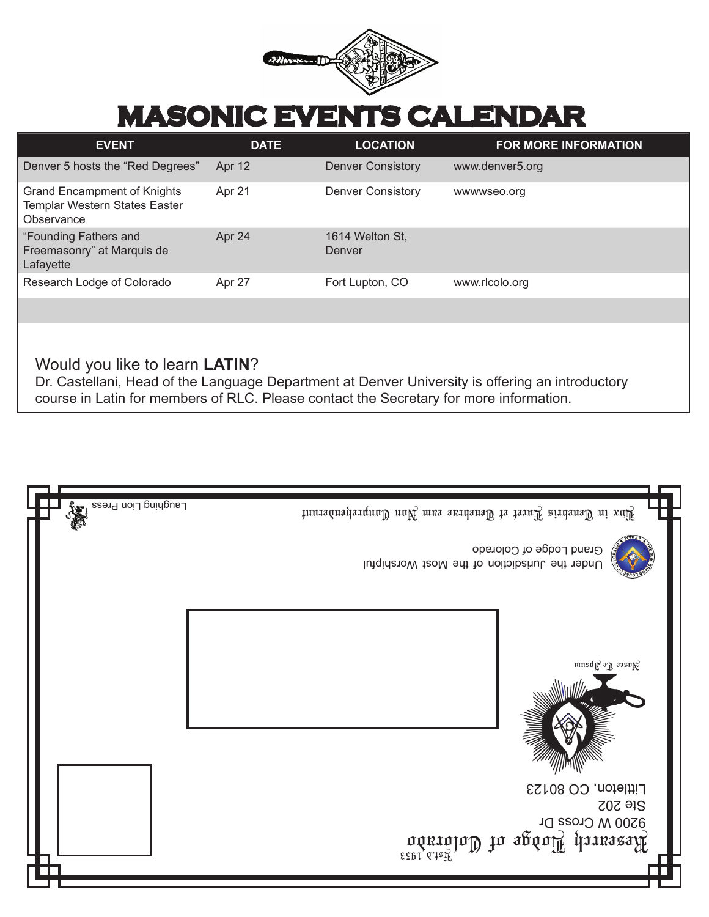# MASONIC EVENTS CALENDAR

| EVENT | DATE | LOCATION | FOR MORE INFORMATION |
| --- | --- | --- | --- |
| Denver 5 hosts the "Red Degrees" | Apr 12 | Denver Consistory | www.denver5.org |
| Grand Encampment of Knights Templar Western States Easter Observance | Apr 21 | Denver Consistory | wwwwseo.org |
| "Founding Fathers and Freemasonry" at Marquis de Lafayette | Apr 24 | 1614 Welton St, Denver | |
| Research Lodge of Colorado | Apr 27 | Fort Lupton, CO | www.rlcolo.org |
| | | | |

Would you like to learn **LATIN**?

Dr. Castellani, Head of the Language Department at Denver University is offering an introductory course in Latin for members of RLC. Please contact the Secretary for more information.

Laughing Lion Press

Lux in Tenebris Lucet et Tenebrae eam Non Comprehenderunt

Under the Jurisdiction of the Most Worshipful Grand Lodge of Colorado

Nosce Te Ipsum

Research Lodge of Colorado
Est.d 1953
9200 W Cross Dr
Ste 202
Littleton, CO 80123